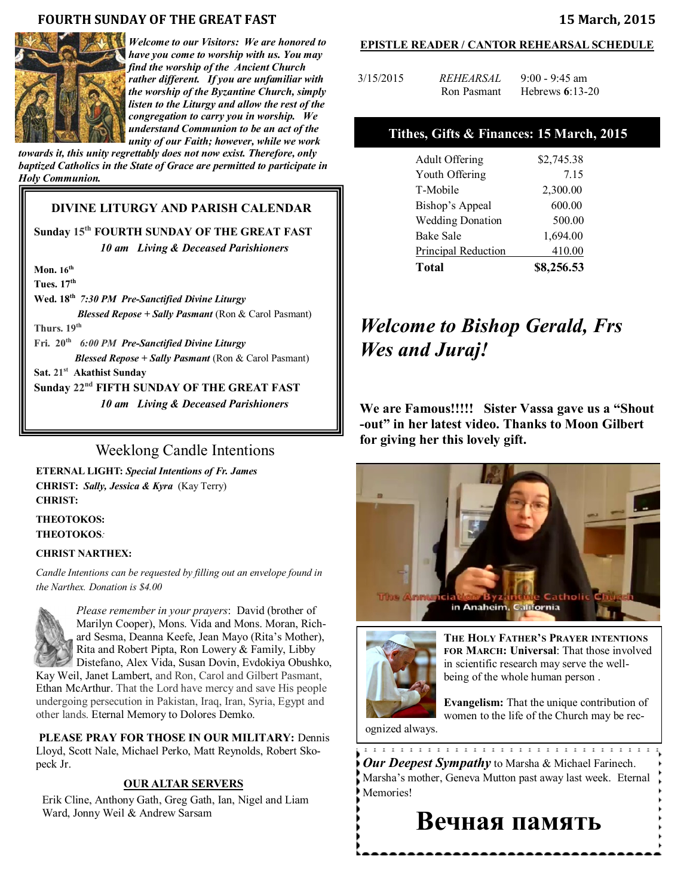# FOURTH SUNDAY OF THE GREAT FAST

**15 March, 2015**

***Welcome to our Visitors:** We are honored to have you come to worship with us. You may find the worship of the Ancient Church rather different. If you are unfamiliar with the worship of the Byzantine Church, simply listen to the Liturgy and allow the rest of the congregation to carry you in worship. We understand Communion to be an act of the unity of our Faith; however, while we work towards it, this unity regrettably does not now exist. Therefore, only baptized Catholics in the State of Grace are permitted to participate in Holy Communion.*

## DIVINE LITURGY AND PARISH CALENDAR

**Sunday 15th FOURTH SUNDAY OF THE GREAT FAST**
***10 am Living & Deceased Parishioners***

**Mon. 16th**

**Tues. 17th**

**Wed. 18th** ***7:30 PM Pre-Sanctified Divine Liturgy***
***Blessed Repose + Sally Pasmant*** (Ron & Carol Pasmant)

**Thurs. 19th**

**Fri. 20th** ***6:00 PM Pre-Sanctified Divine Liturgy***
***Blessed Repose + Sally Pasmant*** (Ron & Carol Pasmant)

**Sat. 21st Akathist Sunday**

**Sunday 22nd FIFTH SUNDAY OF THE GREAT FAST**
***10 am Living & Deceased Parishioners***

## Weeklong Candle Intentions

**ETERNAL LIGHT:** ***Special Intentions of Fr. James***
**CHRIST:** ***Sally, Jessica & Kyra*** (Kay Terry)
**CHRIST:**

**THEOTOKOS:**
**THEOTOKOS**:

**CHRIST NARTHEX:**

*Candle Intentions can be requested by filling out an envelope found in the Narthex. Donation is $4.00*

*Please remember in your prayers*: David (brother of Marilyn Cooper), Mons. Vida and Mons. Moran, Richard Sesma, Deanna Keefe, Jean Mayo (Rita's Mother), Rita and Robert Pipta, Ron Lowery & Family, Libby Distefano, Alex Vida, Susan Dovin, Evdokiya Obushko, Kay Weil, Janet Lambert, and Ron, Carol and Gilbert Pasmant, Ethan McArthur. That the Lord have mercy and save His people undergoing persecution in Pakistan, Iraq, Iran, Syria, Egypt and other lands. Eternal Memory to Dolores Demko.

**PLEASE PRAY FOR THOSE IN OUR MILITARY:** Dennis Lloyd, Scott Nale, Michael Perko, Matt Reynolds, Robert Skopeck Jr.

### OUR ALTAR SERVERS

Erik Cline, Anthony Gath, Greg Gath, Ian, Nigel and Liam Ward, Jonny Weil & Andrew Sarsam

### EPISTLE READER / CANTOR REHEARSAL SCHEDULE

| | | |
|---|---|---|
| 3/15/2015 | *REHEARSAL* | 9:00 - 9:45 am |
| | Ron Pasmant | Hebrews **6**:13-20 |

### Tithes, Gifts & Finances: 15 March, 2015

| | |
|---|---|
| Adult Offering | $2,745.38 |
| Youth Offering | 7.15 |
| T-Mobile | 2,300.00 |
| Bishop's Appeal | 600.00 |
| Wedding Donation | 500.00 |
| Bake Sale | 1,694.00 |
| Principal Reduction | 410.00 |
| **Total** | **$8,256.53** |

## *Welcome to Bishop Gerald, Frs Wes and Juraj!*

**We are Famous!!!!! Sister Vassa gave us a "Shout-out" in her latest video. Thanks to Moon Gilbert for giving her this lovely gift.**

The Annunciation Byzantine Catholic Church in Anaheim, California

**THE HOLY FATHER'S PRAYER INTENTIONS FOR MARCH: Universal**: That those involved in scientific research may serve the well-being of the whole human person .

**Evangelism:** That the unique contribution of women to the life of the Church may be recognized always.

***Our Deepest Sympathy*** to Marsha & Michael Farinech. Marsha's mother, Geneva Mutton past away last week. Eternal Memories!

# Вечная память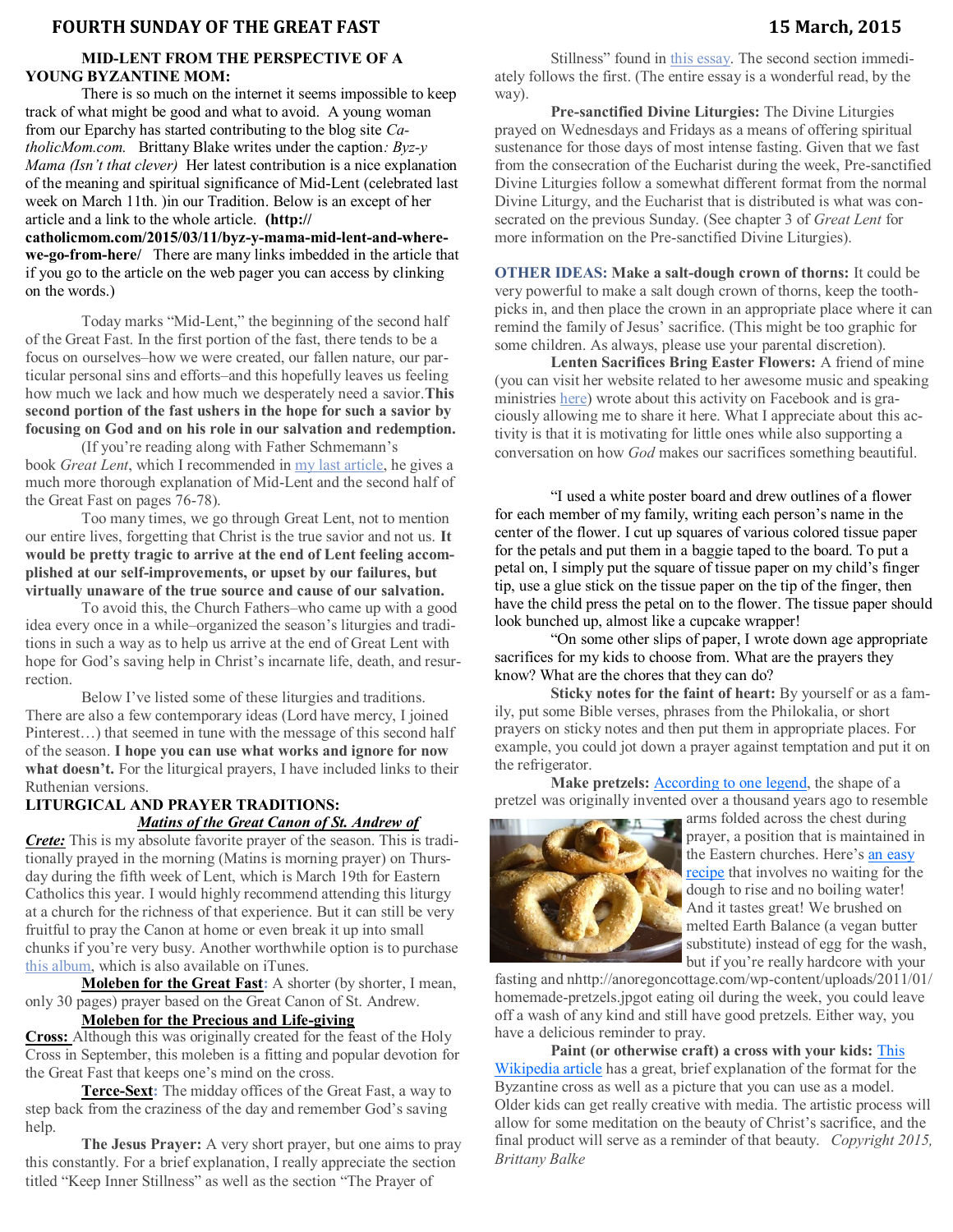**FOURTH SUNDAY OF THE GREAT FAST** **15 March, 2015**

## MID-LENT FROM THE PERSPECTIVE OF A YOUNG BYZANTINE MOM:

There is so much on the internet it seems impossible to keep track of what might be good and what to avoid. A young woman from our Eparchy has started contributing to the blog site *CatholicMom.com.* Brittany Blake writes under the caption*: Byz-y Mama (Isn't that clever)* Her latest contribution is a nice explanation of the meaning and spiritual significance of Mid-Lent (celebrated last week on March 11th. )in our Tradition. Below is an except of her article and a link to the whole article. **(http://catholicmom.com/2015/03/11/byz-y-mama-mid-lent-and-where-we-go-from-here/** There are many links imbedded in the article that if you go to the article on the web pager you can access by clinking on the words.)

Today marks "Mid-Lent," the beginning of the second half of the Great Fast. In the first portion of the fast, there tends to be a focus on ourselves–how we were created, our fallen nature, our particular personal sins and efforts–and this hopefully leaves us feeling how much we lack and how much we desperately need a savior.**This second portion of the fast ushers in the hope for such a savior by focusing on God and on his role in our salvation and redemption.**

(If you're reading along with Father Schmemann's book *Great Lent*, which I recommended in my last article, he gives a much more thorough explanation of Mid-Lent and the second half of the Great Fast on pages 76-78).

Too many times, we go through Great Lent, not to mention our entire lives, forgetting that Christ is the true savior and not us. **It would be pretty tragic to arrive at the end of Lent feeling accomplished at our self-improvements, or upset by our failures, but virtually unaware of the true source and cause of our salvation.**

To avoid this, the Church Fathers–who came up with a good idea every once in a while–organized the season's liturgies and traditions in such a way as to help us arrive at the end of Great Lent with hope for God's saving help in Christ's incarnate life, death, and resurrection.

Below I've listed some of these liturgies and traditions. There are also a few contemporary ideas (Lord have mercy, I joined Pinterest…) that seemed in tune with the message of this second half of the season. **I hope you can use what works and ignore for now what doesn't.** For the liturgical prayers, I have included links to their Ruthenian versions.

### LITURGICAL AND PRAYER TRADITIONS:

***Matins of the Great Canon of St. Andrew of Crete:*** This is my absolute favorite prayer of the season. This is traditionally prayed in the morning (Matins is morning prayer) on Thursday during the fifth week of Lent, which is March 19th for Eastern Catholics this year. I would highly recommend attending this liturgy at a church for the richness of that experience. But it can still be very fruitful to pray the Canon at home or even break it up into small chunks if you're very busy. Another worthwhile option is to purchase this album, which is also available on iTunes.

**Moleben for the Great Fast:** A shorter (by shorter, I mean, only 30 pages) prayer based on the Great Canon of St. Andrew.

**Moleben for the Precious and Life-giving Cross:** Although this was originally created for the feast of the Holy Cross in September, this moleben is a fitting and popular devotion for the Great Fast that keeps one's mind on the cross.

**Terce-Sext:** The midday offices of the Great Fast, a way to step back from the craziness of the day and remember God's saving help.

**The Jesus Prayer:** A very short prayer, but one aims to pray this constantly. For a brief explanation, I really appreciate the section titled "Keep Inner Stillness" as well as the section "The Prayer of Stillness" found in this essay. The second section immediately follows the first. (The entire essay is a wonderful read, by the way).

**Pre-sanctified Divine Liturgies:** The Divine Liturgies prayed on Wednesdays and Fridays as a means of offering spiritual sustenance for those days of most intense fasting. Given that we fast from the consecration of the Eucharist during the week, Pre-sanctified Divine Liturgies follow a somewhat different format from the normal Divine Liturgy, and the Eucharist that is distributed is what was consecrated on the previous Sunday. (See chapter 3 of *Great Lent* for more information on the Pre-sanctified Divine Liturgies).

**OTHER IDEAS: Make a salt-dough crown of thorns:** It could be very powerful to make a salt dough crown of thorns, keep the toothpicks in, and then place the crown in an appropriate place where it can remind the family of Jesus' sacrifice. (This might be too graphic for some children. As always, please use your parental discretion).

**Lenten Sacrifices Bring Easter Flowers:** A friend of mine (you can visit her website related to her awesome music and speaking ministries here) wrote about this activity on Facebook and is graciously allowing me to share it here. What I appreciate about this activity is that it is motivating for little ones while also supporting a conversation on how *God* makes our sacrifices something beautiful.

"I used a white poster board and drew outlines of a flower for each member of my family, writing each person's name in the center of the flower. I cut up squares of various colored tissue paper for the petals and put them in a baggie taped to the board. To put a petal on, I simply put the square of tissue paper on my child's finger tip, use a glue stick on the tissue paper on the tip of the finger, then have the child press the petal on to the flower. The tissue paper should look bunched up, almost like a cupcake wrapper!

"On some other slips of paper, I wrote down age appropriate sacrifices for my kids to choose from. What are the prayers they know? What are the chores that they can do?

**Sticky notes for the faint of heart:** By yourself or as a family, put some Bible verses, phrases from the Philokalia, or short prayers on sticky notes and then put them in appropriate places. For example, you could jot down a prayer against temptation and put it on the refrigerator.

**Make pretzels:** According to one legend, the shape of a pretzel was originally invented over a thousand years ago to resemble arms folded across the chest during prayer, a position that is maintained in the Eastern churches. Here's an easy recipe that involves no waiting for the dough to rise and no boiling water! And it tastes great! We brushed on melted Earth Balance (a vegan butter substitute) instead of egg for the wash, but if you're really hardcore with your fasting and nhttp://anoregoncottage.com/wp-content/uploads/2011/01/homemade-pretzels.jpgot eating oil during the week, you could leave off a wash of any kind and still have good pretzels. Either way, you have a delicious reminder to pray.

**Paint (or otherwise craft) a cross with your kids:** This Wikipedia article has a great, brief explanation of the format for the Byzantine cross as well as a picture that you can use as a model. Older kids can get really creative with media. The artistic process will allow for some meditation on the beauty of Christ's sacrifice, and the final product will serve as a reminder of that beauty. *Copyright 2015, Brittany Balke*